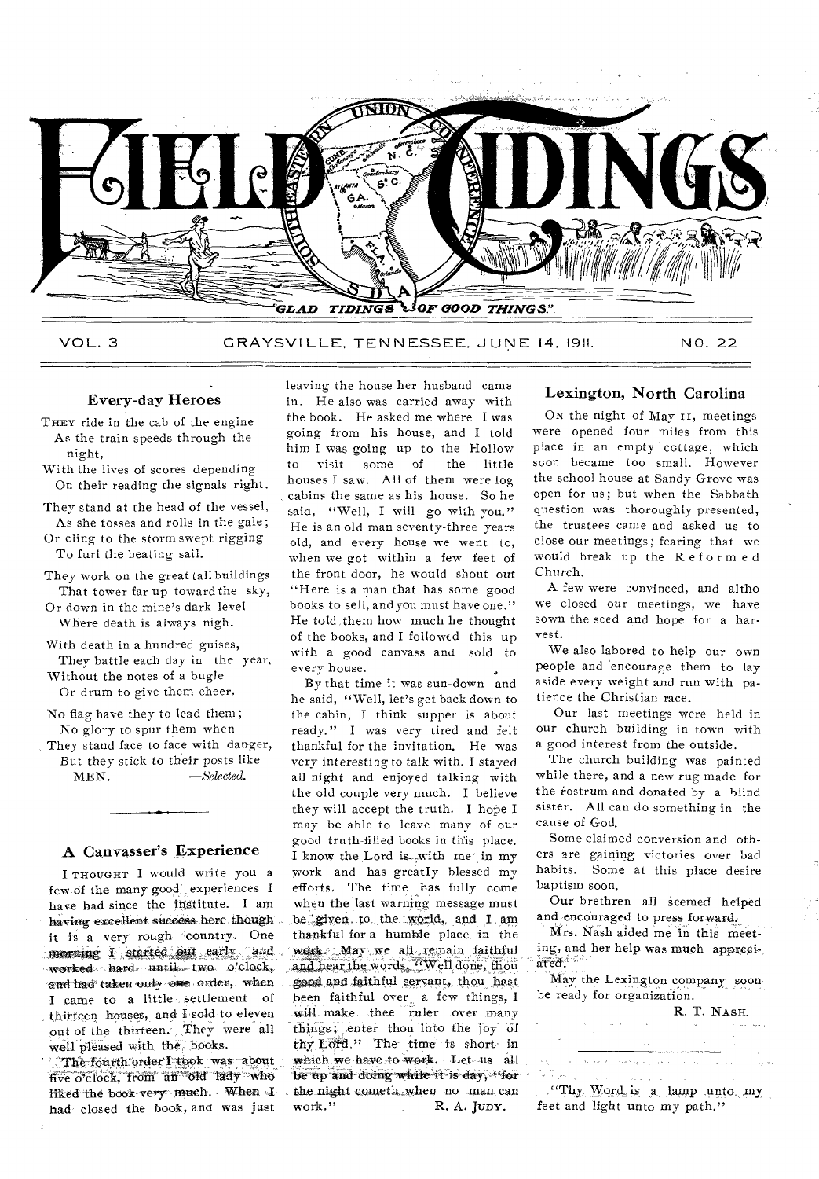# FIELD TIDINGS

"GLAD TIDINGS OF GOOD THINGS."

VOL. 3 GRAYSVILLE, TENNESSEE, JUNE 14, 1911. NO. 22

## Every-day Heroes

THEY ride in the cab of the engine
As the train speeds through the night,
With the lives of scores depending
On their reading the signals right.

They stand at the head of the vessel,
As she tosses and rolls in the gale;
Or cling to the storm swept rigging
To furl the beating sail.

They work on the great tall buildings
That tower far up toward the sky,
Or down in the mine's dark level
Where death is always nigh.

With death in a hundred guises,
They battle each day in the year,
Without the notes of a bugle
Or drum to give them cheer.

No flag have they to lead them;
No glory to spur them when
They stand face to face with danger,
But they stick to their posts like MEN.

*—Selected.*

## A Canvasser's Experience

I THOUGHT I would write you a few of the many good experiences I have had since the institute. I am having excellent success here though it is a very rough country. One morning I started out early and worked hard until two o'clock, and had taken only one order, when I came to a little settlement of thirteen houses, and I sold to eleven out of the thirteen. They were all well pleased with the books.

The fourth order I took was about five o'clock, from an old lady who liked the book very much. When I had closed the book, and was just leaving the house her husband came in. He also was carried away with the book. He asked me where I was going from his house, and I told him I was going up to the Hollow to visit some of the little houses I saw. All of them were log cabins the same as his house. So he said, "Well, I will go with you." He is an old man seventy-three years old, and every house we went to, when we got within a few feet of the front door, he would shout out "Here is a man that has some good books to sell, and you must have one." He told them how much he thought of the books, and I followed this up with a good canvass and sold to every house.

By that time it was sun-down and he said, "Well, let's get back down to the cabin, I think supper is about ready." I was very tired and felt thankful for the invitation. He was very interesting to talk with. I stayed all night and enjoyed talking with the old couple very much. I believe they will accept the truth. I hope I may be able to leave many of our good truth-filled books in this place. I know the Lord is with me in my work and has greatly blessed my efforts. The time has fully come when the last warning message must be given to the world, and I am thankful for a humble place in the work. May we all remain faithful and hear the words, "Well done, thou good and faithful servant, thou hast been faithful over a few things, I will make thee ruler over many things; enter thou into the joy of thy Lord." The time is short in which we have to work. Let us all be up and doing while it is day, "for the night cometh when no man can work."

R. A. JUDY.

## Lexington, North Carolina

ON the night of May 11, meetings were opened four miles from this place in an empty cottage, which soon became too small. However the school house at Sandy Grove was open for us; but when the Sabbath question was thoroughly presented, the trustees came and asked us to close our meetings; fearing that we would break up the Reformed Church.

A few were convinced, and altho we closed our meetings, we have sown the seed and hope for a harvest.

We also labored to help our own people and encourage them to lay aside every weight and run with patience the Christian race.

Our last meetings were held in our church building in town with a good interest from the outside.

The church building was painted while there, and a new rug made for the rostrum and donated by a blind sister. All can do something in the cause of God.

Some claimed conversion and others are gaining victories over bad habits. Some at this place desire baptism soon.

Our brethren all seemed helped and encouraged to press forward.

Mrs. Nash aided me in this meeting, and her help was much appreciated.

May the Lexington company soon be ready for organization.

R. T. NASH.

---

"Thy Word is a lamp unto my feet and light unto my path."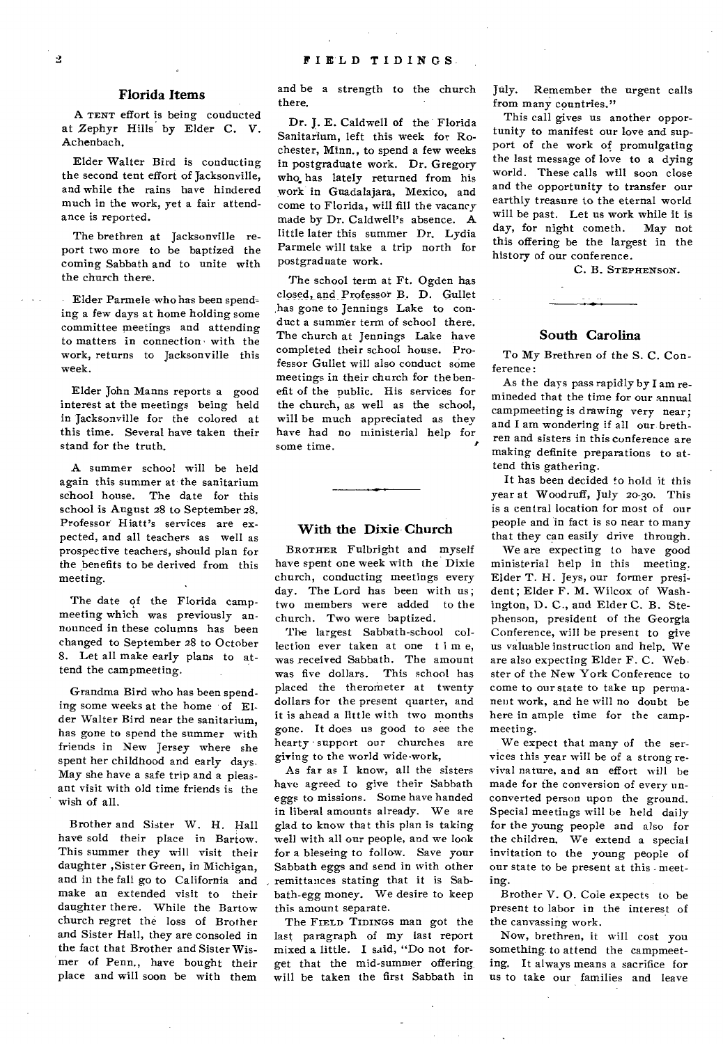## Florida Items

A TENT effort is being couducted at Zephyr Hills by Elder C. V. Achenbach.

Elder Walter Bird is conducting the second tent effort of Jacksonville, and while the rains have hindered much in the work, yet a fair attendance is reported.

The brethren at Jacksonville report two more to be baptized the coming Sabbath and to unite with the church there.

Elder Parmele who has been spending a few days at home holding some committee meetings and attending to matters in connection with the work, returns to Jacksonville this week.

Elder John Manns reports a good interest at the meetings being held in Jacksonville for the colored at this time. Several have taken their stand for the truth.

A summer school will be held again this summer at the sanitarium school house. The date for this school is August 28 to September 28. Professor Hiatt's services are expected, and all teachers as well as prospective teachers, should plan for the benefits to be derived from this meeting.

The date of the Florida campmeeting which was previously announced in these columns has been changed to September 28 to October 8. Let all make early plans to attend the campmeeting.

Grandma Bird who has been spending some weeks at the home of Elder Walter Bird near the sanitarium, has gone to spend the summer with friends in New Jersey where she spent her childhood and early days. May she have a safe trip and a pleasant visit with old time friends is the wish of all.

Brother and Sister W. H. Hall have sold their place in Bartow. This summer they will visit their daughter ,Sister Green, in Michigan, and in the fall go to California and make an extended visit to their daughter there. While the Bartow church regret the loss of Brother and Sister Hall, they are consoled in the fact that Brother and Sister Wismer of Penn., have bought their place and will soon be with them and be a strength to the church there.

Dr. J. E. Caldwell of the Florida Sanitarium, left this week for Rochester, Minn., to spend a few weeks in postgraduate work. Dr. Gregory who has lately returned from his work in Guadalajara, Mexico, and come to Florida, will fill the vacancy made by Dr. Caldwell's absence. A little later this summer Dr. Lydia Parmele will take a trip north for postgraduate work.

The school term at Ft. Ogden has closed, and Professor B. D. Gullet has gone to Jennings Lake to conduct a summer term of school there. The church at Jennings Lake have completed their school house. Professor Gullet will also conduct some meetings in their church for the benefit of the public. His services for the church, as well as the school, will be much appreciated as they have had no ministerial help for some time.

## With the Dixie Church

BROTHER Fulbright and myself have spent one week with the Dixie church, conducting meetings every day. The Lord has been with us; two members were added to the church. Two were baptized.

The largest Sabbath-school collection ever taken at one time, was received Sabbath. The amount was five dollars. This school has placed the therometer at twenty dollars for the present quarter, and it is ahead a little with two months gone. It does us good to see the hearty support our churches are giving to the world wide-work,

As far as I know, all the sisters have agreed to give their Sabbath eggs to missions. Some have handed in liberal amounts already. We are glad to know that this plan is taking well with all our people, and we look for a bleseing to follow. Save your Sabbath eggs and send in with other remittances stating that it is Sabbath-egg money. We desire to keep this amount separate.

The FIELD TIDINGS man got the last paragraph of my last report mixed a little. I said, "Do not forget that the mid-summer offering will be taken the first Sabbath in July. Remember the urgent calls from many countries."

This call gives us another opportunity to manifest our love and support of the work of promulgating the last message of love to a dying world. These calls will soon close and the opportunity to transfer our earthly treasure to the eternal world will be past. Let us work while it is day, for night cometh. May not this offering be the largest in the history of our conference.

C. B. STEPHENSON.

## South Carolina

To My Brethren of the S. C. Conference:

As the days pass rapidly by I am remineded that the time for our annual campmeeting is drawing very near; and I am wondering if all our brethren and sisters in this conference are making definite preparations to attend this gathering.

It has been decided to hold it this year at Woodruff, July 20-30. This is a central location for most of our people and in fact is so near to many that they can easily drive through.

We are expecting to have good ministerial help in this meeting. Elder T. H. Jeys, our former president; Elder F. M. Wilcox of Washington, D. C., and Elder C. B. Stephenson, president of the Georgia Conference, will be present to give us valuable instruction and help. We are also expecting Elder F. C. Webster of the New York Conference to come to our state to take up permanent work, and he will no doubt be here in ample time for the campmeeting.

We expect that many of the services this year will be of a strong revival nature, and an effort will be made for the conversion of every unconverted person upon the ground. Special meetings will be held daily for the young people and also for the children. We extend a special invitation to the young people of our state to be present at this meeting.

Brother V. O. Cole expects to be present to labor in the interest of the canvassing work.

Now, brethren, it will cost you something to attend the campmeeting. It always means a sacrifice for us to take our families and leave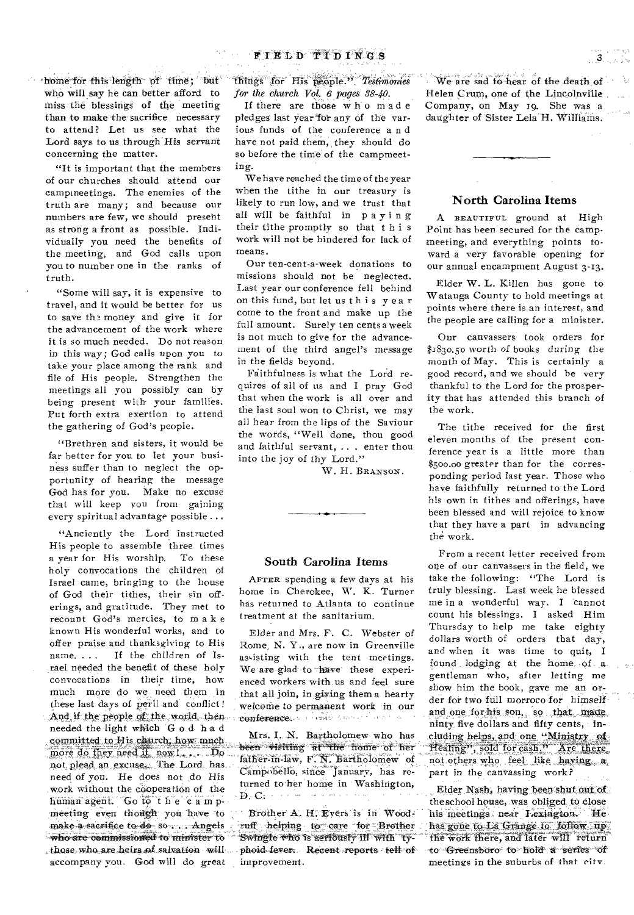home for this length of time; but who will say he can better afford to miss the blessings of the meeting than to make the sacrifice necessary to attend? Let us see what the Lord says to us through His servant concerning the matter.

"It is important that the members of our churches should attend our campmeetings. The enemies of the truth are many; and because our numbers are few, we should present as strong a front as possible. Individually you need the benefits of the meeting, and God calls upon you to number one in the ranks of truth.

"Some will say, it is expensive to travel, and it would be better for us to save the money and give it for the advancement of the work where it is so much needed. Do not reason in this way; God calls upon you to take your place among the rank and file of His people. Strengthen the meetings all you possibly can by being present with your families. Put forth extra exertion to attend the gathering of God's people.

"Brethren and sisters, it would be far better for you to let your business suffer than to neglect the opportunity of hearing the message God has for you. Make no excuse that will keep you from gaining every spiritual advantage possible . . .

"Anciently the Lord instructed His people to assemble three times a year for His worship. To these holy convocations the children of Israel came, bringing to the house of God their tithes, their sin offerings, and gratitude. They met to recount God's mercies, to make known His wonderful works, and to offer praise and thanksgiving to His name. . . . If the children of Israel needed the benefit of these holy convocations in their time, how much more do we need them in these last days of peril and conflict! And if the people of the world then needed the light which God had committed to His church, how much more do they need it now! . . . Do not plead an excuse. The Lord has need of you. He does not do His work without the cooperation of the human agent. Go to the campmeeting even though you have to make a sacrifice to do so. . . . Angels who are commissioned to minister to those who are heirs of salvation will accompany you. God will do great things for His people." *Testimonies for the church Vol. 6 pages 38-40.*

If there are those who made pledges last year for any of the various funds of the conference and have not paid them, they should do so before the time of the campmeeting.

We have reached the time of the year when the tithe in our treasury is likely to run low, and we trust that all will be faithful in paying their tithe promptly so that this work will not be hindered for lack of means.

Our ten-cent-a-week donations to missions should not be neglected. Last year our conference fell behind on this fund, but let us this year come to the front and make up the full amount. Surely ten cents a week is not much to give for the advancement of the third angel's message in the fields beyond.

Faithfulness is what the Lord requires of all of us and I pray God that when the work is all over and the last soul won to Christ, we may all hear from the lips of the Saviour the words, "Well done, thou good and faithful servant, . . . enter thou into the joy of thy Lord."

W. H. BRANSON.

## South Carolina Items

AFTER spending a few days at his home in Cherokee, W. K. Turner has returned to Atlanta to continue treatment at the sanitarium.

Elder and Mrs. F. C. Webster of Rome, N. Y., are now in Greenville assisting with the tent meetings. We are glad to have these experienced workers with us and feel sure that all join, in giving them a hearty welcome to permanent work in our conference.

Mrs. I. N. Bartholomew who has been visiting at the home of her father-in-law, F. N. Bartholomew of Campobello, since January, has returned to her home in Washington, D. C.

Brother A. H. Evers is in Woodruff helping to care for Brother Swingle who is seriously ill with typhoid fever. Recent reports tell of improvement.

We are sad to hear of the death of Helen Crum, one of the Lincolnville Company, on May 19. She was a daughter of Sister Lela H. Williams.

## North Carolina Items

A BEAUTIFUL ground at High Point has been secured for the campmeeting, and everything points toward a very favorable opening for our annual encampment August 3-13.

Elder W. L. Killen has gone to Watauga County to hold meetings at points where there is an interest, and the people are calling for a minister.

Our canvassers took orders for $1830.50 worth of books during the month of May. This is certainly a good record, and we should be very thankful to the Lord for the prosperity that has attended this branch of the work.

The tithe received for the first eleven months of the present conference year is a little more than $500.00 greater than for the corresponding period last year. Those who have faithfully returned to the Lord his own in tithes and offerings, have been blessed and will rejoice to know that they have a part in advancing the work.

From a recent letter received from one of our canvassers in the field, we take the following: "The Lord is truly blessing. Last week he blessed me in a wonderful way. I cannot count his blessings. I asked Him Thursday to help me take eighty dollars worth of orders that day, and when it was time to quit, I found lodging at the home of a gentleman who, after letting me show him the book, gave me an order for two full morroco for himself and one for his son, so that made ninty five dollars and fifty cents, including helps, and one "Ministry of Healing", sold for cash." Are there not others who feel like having a part in the canvassing work?

Elder Nash, having been shut out of the school house, was obliged to close his meetings near Lexington. He has gone to La Grange to follow up the work there, and later will return to Greensboro to hold a series of meetings in the suburbs of that city.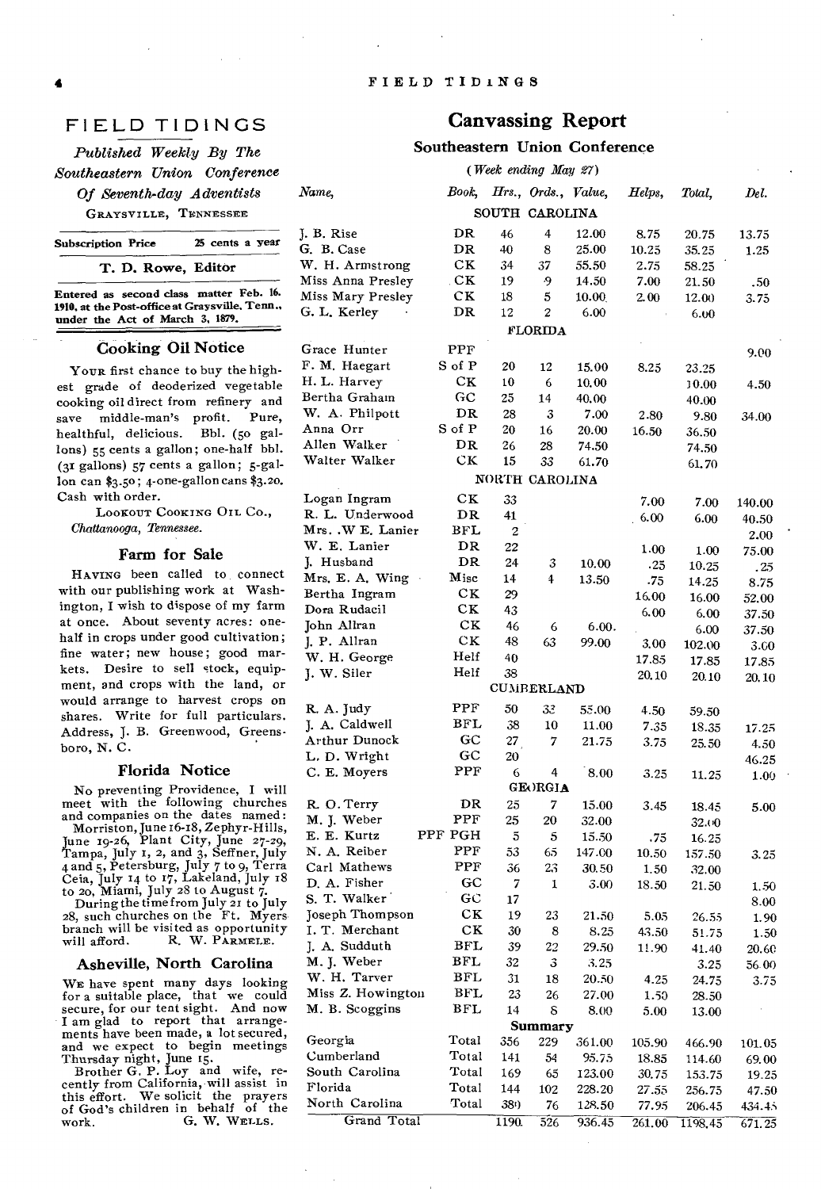# FIELD TIDINGS

*Published Weekly By The Southeastern Union Conference Of Seventh-day Adventists*

GRAYSVILLE, TENNESSEE

**Subscription Price** 25 cents a year

**T. D. Rowe, Editor**

**Entered as second class matter Feb. 16. 1910, at the Post-office at Graysville, Tenn., under the Act of March 3, 1879.**

## Cooking Oil Notice

YOUR first chance to buy the highest grade of deodorized vegetable cooking oil direct from refinery and save middle-man's profit. Pure, healthful, delicious. Bbl. (50 gallons) 55 cents a gallon; one-half bbl. (31 gallons) 57 cents a gallon; 5-gallon can $3.50; 4-one-gallon cans $3.20. Cash with order.

LOOKOUT COOKING OIL CO.,
*Chattanooga, Tennessee.*

## Farm for Sale

HAVING been called to connect with our publishing work at Washington, I wish to dispose of my farm at once. About seventy acres: one-half in crops under good cultivation; fine water; new house; good markets. Desire to sell stock, equipment, and crops with the land, or would arrange to harvest crops on shares. Write for full particulars. Address, J. B. Greenwood, Greensboro, N. C.

## Florida Notice

No preventing Providence, I will meet with the following churches and companies on the dates named: Morriston, June 16-18, Zephyr-Hills, June 19-26, Plant City, June 27-29, Tampa, July 1, 2, and 3, Seffner, July 4 and 5, Petersburg, July 7 to 9, Terra Ceia, July 14 to 17, Lakeland, July 18 to 20, Miami, July 28 to August 7.

During the time from July 21 to July 28, such churches on the Ft. Myers branch will be visited as opportunity will afford. R. W. PARMELE.

## Asheville, North Carolina

WE have spent many days looking for a suitable place, that we could secure, for our tent sight. And now I am glad to report that arrangements have been made, a lot secured, and we expect to begin meetings Thursday night, June 15.

Brother G. P. Loy and wife, recently from California, will assist in this effort. We solicit the prayers of God's children in behalf of the work. G. W. WELLS.

## Canvassing Report

### Southeastern Union Conference

*(Week ending May 27)*

| Name, | Book, | Hrs., | Ords., | Value, | Helps, | Total, | Del. |
|---|---|---|---|---|---|---|---|
| **SOUTH CAROLINA** | | | | | | | |
| J. B. Rise | DR | 46 | 4 | 12.00 | 8.75 | 20.75 | 13.75 |
| G. B. Case | DR | 40 | 8 | 25.00 | 10.25 | 35.25 | 1.25 |
| W. H. Armstrong | CK | 34 | 37 | 55.50 | 2.75 | 58.25 | |
| Miss Anna Presley | CK | 19 | 9 | 14.50 | 7.00 | 21.50 | .50 |
| Miss Mary Presley | CK | 18 | 5 | 10.00 | 2.00 | 12.00 | 3.75 |
| G. L. Kerley | DR | 12 | 2 | 6.00 | | 6.00 | |
| **FLORIDA** | | | | | | | |
| Grace Hunter | PPF | | | | | | 9.00 |
| F. M. Haegart | S of P | 20 | 12 | 15.00 | 8.25 | 23.25 | |
| H. L. Harvey | CK | 10 | 6 | 10.00 | | 10.00 | 4.50 |
| Bertha Graham | GC | 25 | 14 | 40.00 | | 40.00 | |
| W. A. Philpott | DR | 28 | 3 | 7.00 | 2.80 | 9.80 | 34.00 |
| Anna Orr | S of P | 20 | 16 | 20.00 | 16.50 | 36.50 | |
| Allen Walker | DR | 26 | 28 | 74.50 | | 74.50 | |
| Walter Walker | CK | 15 | 33 | 61.70 | | 61.70 | |
| **NORTH CAROLINA** | | | | | | | |
| Logan Ingram | CK | 33 | | | 7.00 | 7.00 | 140.00 |
| R. L. Underwood | DR | 41 | | | 6.00 | 6.00 | 40.50 |
| Mrs. W. E. Lanier | BFL | 2 | | | | | 2.00 |
| W. E. Lanier | DR | 22 | | | 1.00 | 1.00 | 75.00 |
| J. Husband | DR | 24 | 3 | 10.00 | .25 | 10.25 | .25 |
| Mrs. E. A. Wing | Misc | 14 | 4 | 13.50 | .75 | 14.25 | 8.75 |
| Bertha Ingram | CK | 29 | | | 16.00 | 16.00 | 52.00 |
| Dora Rudacil | CK | 43 | | | 6.00 | 6.00 | 37.50 |
| John Allran | CK | 46 | 6 | 6.00. | | 6.00 | 37.50 |
| J. P. Allran | CK | 48 | 63 | 99.00 | 3.00 | 102.00 | 3.00 |
| W. H. George | Helf | 40 | | | 17.85 | 17.85 | 17.85 |
| J. W. Siler | Helf | 38 | | | 20.10 | 20.10 | 20.10 |
| **CUMBERLAND** | | | | | | | |
| R. A. Judy | PPF | 50 | 32 | 55.00 | 4.50 | 59.50 | |
| J. A. Caldwell | BFL | 38 | 10 | 11.00 | 7.35 | 18.35 | 17.25 |
| Arthur Dunock | GC | 27 | 7 | 21.75 | 3.75 | 25.50 | 4.50 |
| L. D. Wright | GC | 20 | | | | | 46.25 |
| C. E. Moyers | PPF | 6 | 4 | 8.00 | 3.25 | 11.25 | 1.00 |
| **GEORGIA** | | | | | | | |
| R. O. Terry | DR | 25 | 7 | 15.00 | 3.45 | 18.45 | 5.00 |
| M. J. Weber | PPF | 25 | 20 | 32.00 | | 32.00 | |
| E. E. Kurtz | PPF PGH | 5 | 5 | 15.50 | .75 | 16.25 | |
| N. A. Reiber | PPF | 53 | 65 | 147.00 | 10.50 | 157.50 | 3.25 |
| Carl Mathews | PPF | 36 | 23 | 30.50 | 1.50 | 32.00 | |
| D. A. Fisher | GC | 7 | 1 | 3.00 | 18.50 | 21.50 | 1.50 |
| S. T. Walker | GC | 17 | | | | | 8.00 |
| Joseph Thompson | CK | 19 | 23 | 21.50 | 5.05 | 26.55 | 1.90 |
| I. T. Merchant | CK | 30 | 8 | 8.25 | 43.50 | 51.75 | 1.50 |
| J. A. Sudduth | BFL | 39 | 22 | 29.50 | 11.90 | 41.40 | 20.60 |
| M. J. Weber | BFL | 32 | 3 | 3.25 | | 3.25 | 56.00 |
| W. H. Tarver | BFL | 31 | 18 | 20.50 | 4.25 | 24.75 | 3.75 |
| Miss Z. Howington | BFL | 23 | 26 | 27.00 | 1.50 | 28.50 | |
| M. B. Scoggins | BFL | 14 | 8 | 8.00 | 5.00 | 13.00 | |
| **Summary** | | | | | | | |
| Georgia | Total | 356 | 229 | 361.00 | 105.90 | 466.90 | 101.05 |
| Cumberland | Total | 141 | 54 | 95.75 | 18.85 | 114.60 | 69.00 |
| South Carolina | Total | 169 | 65 | 123.00 | 30.75 | 153.75 | 19.25 |
| Florida | Total | 144 | 102 | 228.20 | 27.55 | 256.75 | 47.50 |
| North Carolina | Total | 380 | 76 | 128.50 | 77.95 | 206.45 | 434.45 |
| Grand Total | | 1190 | 526 | 936.45 | 261.00 | 1198.45 | 671.25 |